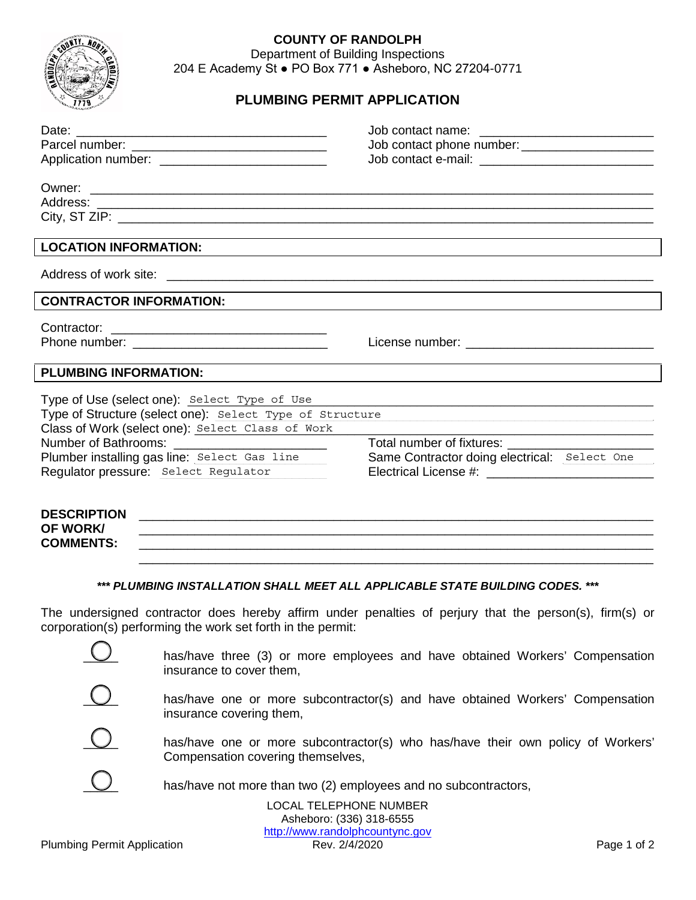**COUNTY OF RANDOLPH**
Department of Building Inspections
204 E Academy St ● PO Box 771 ● Asheboro, NC 27204-0771

# PLUMBING PERMIT APPLICATION

Date: ____________________
Parcel number: ____________________
Application number: ____________________

Job contact name: ____________________
Job contact phone number: ____________________
Job contact e-mail: ____________________

Owner: ____________________
Address: ____________________
City, ST ZIP: ____________________

## LOCATION INFORMATION:

Address of work site: ____________________

## CONTRACTOR INFORMATION:

Contractor: ____________________
Phone number: ____________________
License number: ____________________

## PLUMBING INFORMATION:

Type of Use (select one): Select Type of Use
Type of Structure (select one): Select Type of Structure
Class of Work (select one): Select Class of Work
Number of Bathrooms: ____________________
Total number of fixtures: ____________________
Plumber installing gas line: Select Gas line
Same Contractor doing electrical: Select One
Regulator pressure: Select Regulator
Electrical License #: ____________________

**DESCRIPTION OF WORK/ COMMENTS:** ____________________

***\*\*\* PLUMBING INSTALLATION SHALL MEET ALL APPLICABLE STATE BUILDING CODES. \*\*\****

The undersigned contractor does hereby affirm under penalties of perjury that the person(s), firm(s) or corporation(s) performing the work set forth in the permit:

- ◯ has/have three (3) or more employees and have obtained Workers' Compensation insurance to cover them,
- ◯ has/have one or more subcontractor(s) and have obtained Workers' Compensation insurance covering them,
- ◯ has/have one or more subcontractor(s) who has/have their own policy of Workers' Compensation covering themselves,
- ◯ has/have not more than two (2) employees and no subcontractors,

LOCAL TELEPHONE NUMBER
Asheboro: (336) 318-6555
http://www.randolphcountync.gov

Plumbing Permit Application
Rev. 2/4/2020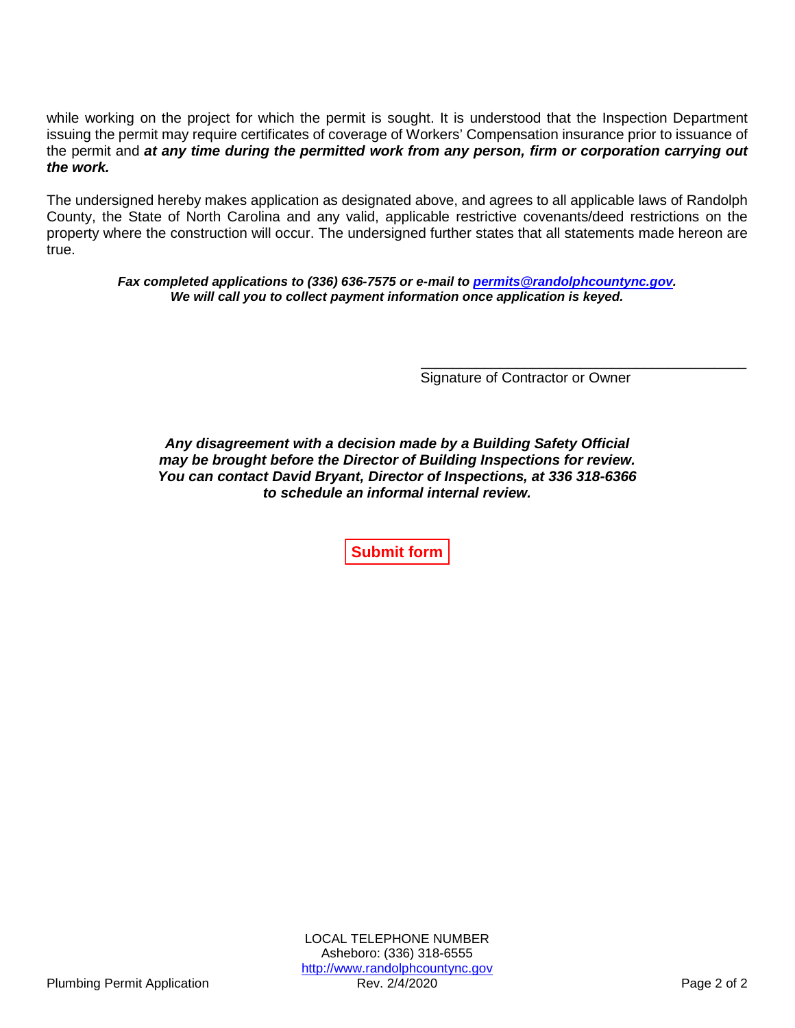while working on the project for which the permit is sought. It is understood that the Inspection Department issuing the permit may require certificates of coverage of Workers' Compensation insurance prior to issuance of the permit and ***at any time during the permitted work from any person, firm or corporation carrying out the work.***

The undersigned hereby makes application as designated above, and agrees to all applicable laws of Randolph County, the State of North Carolina and any valid, applicable restrictive covenants/deed restrictions on the property where the construction will occur. The undersigned further states that all statements made hereon are true.

***Fax completed applications to (336) 636-7575 or e-mail to [permits@randolphcountync.gov](mailto:permits@randolphcountync.gov).***
***We will call you to collect payment information once application is keyed.***

\_\_\_\_\_\_\_\_\_\_\_\_\_\_\_\_\_\_\_\_\_\_\_\_\_\_\_\_\_\_\_\_\_\_\_\_\_\_\_\_
Signature of Contractor or Owner

***Any disagreement with a decision made by a Building Safety Official may be brought before the Director of Building Inspections for review. You can contact David Bryant, Director of Inspections, at 336 318-6366 to schedule an informal internal review.***

**Submit form**

LOCAL TELEPHONE NUMBER
Asheboro: (336) 318-6555
[http://www.randolphcountync.gov](http://www.randolphcountync.gov)